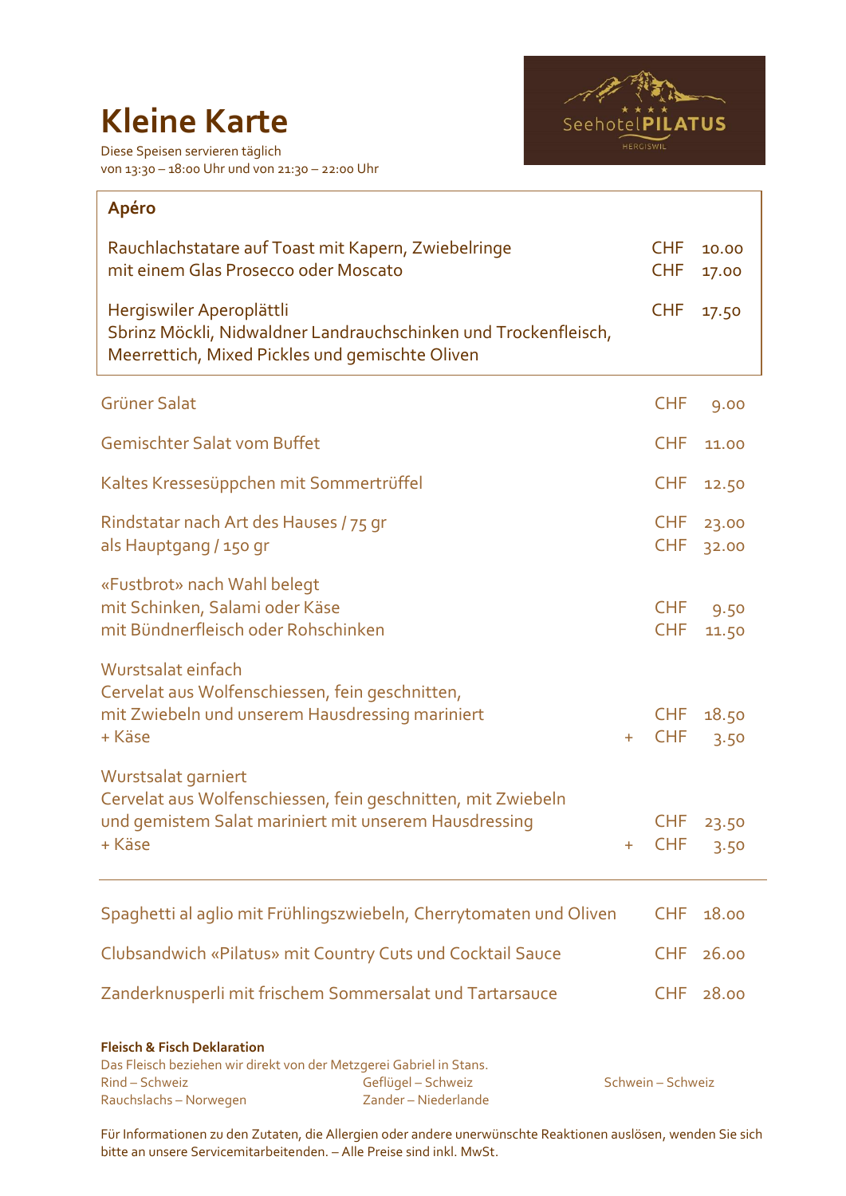# Kleine Karte

Diese Speisen servieren täglich
von 13:30 – 18:00 Uhr und von 21:30 – 22:00 Uhr

Seehotel PILATUS
HERGISWIL

## Apéro

| | | |
|---|---|---|
| Rauchlachstatare auf Toast mit Kapern, Zwiebelringe | CHF | 10.00 |
| mit einem Glas Prosecco oder Moscato | CHF | 17.00 |
| Hergiswiler Aperoplättli<br>Sbrinz Möckli, Nidwaldner Landrauchschinken und Trockenfleisch, Meerrettich, Mixed Pickles und gemischte Oliven | CHF | 17.50 |

| | | |
|---|---|---|
| Grüner Salat | CHF | 9.00 |
| Gemischter Salat vom Buffet | CHF | 11.00 |
| Kaltes Kressesüppchen mit Sommertrüffel | CHF | 12.50 |
| Rindstatar nach Art des Hauses / 75 gr | CHF | 23.00 |
| als Hauptgang / 150 gr | CHF | 32.00 |
| «Fustbrot» nach Wahl belegt<br>mit Schinken, Salami oder Käse | CHF | 9.50 |
| mit Bündnerfleisch oder Rohschinken | CHF | 11.50 |
| Wurstsalat einfach<br>Cervelat aus Wolfenschiessen, fein geschnitten, mit Zwiebeln und unserem Hausdressing mariniert | CHF | 18.50 |
| + Käse | + CHF | 3.50 |
| Wurstsalat garniert<br>Cervelat aus Wolfenschiessen, fein geschnitten, mit Zwiebeln und gemistem Salat mariniert mit unserem Hausdressing | CHF | 23.50 |
| + Käse | + CHF | 3.50 |

---

| | | |
|---|---|---|
| Spaghetti al aglio mit Frühlingszwiebeln, Cherrytomaten und Oliven | CHF | 18.00 |
| Clubsandwich «Pilatus» mit Country Cuts und Cocktail Sauce | CHF | 26.00 |
| Zanderknusperli mit frischem Sommersalat und Tartarsauce | CHF | 28.00 |

**Fleisch & Fisch Deklaration**

Das Fleisch beziehen wir direkt von der Metzgerei Gabriel in Stans.

Rind – Schweiz
Geflügel – Schweiz
Schwein – Schweiz
Rauchslachs – Norwegen
Zander – Niederlande

Für Informationen zu den Zutaten, die Allergien oder andere unerwünschte Reaktionen auslösen, wenden Sie sich bitte an unsere Servicemitarbeitenden. – Alle Preise sind inkl. MwSt.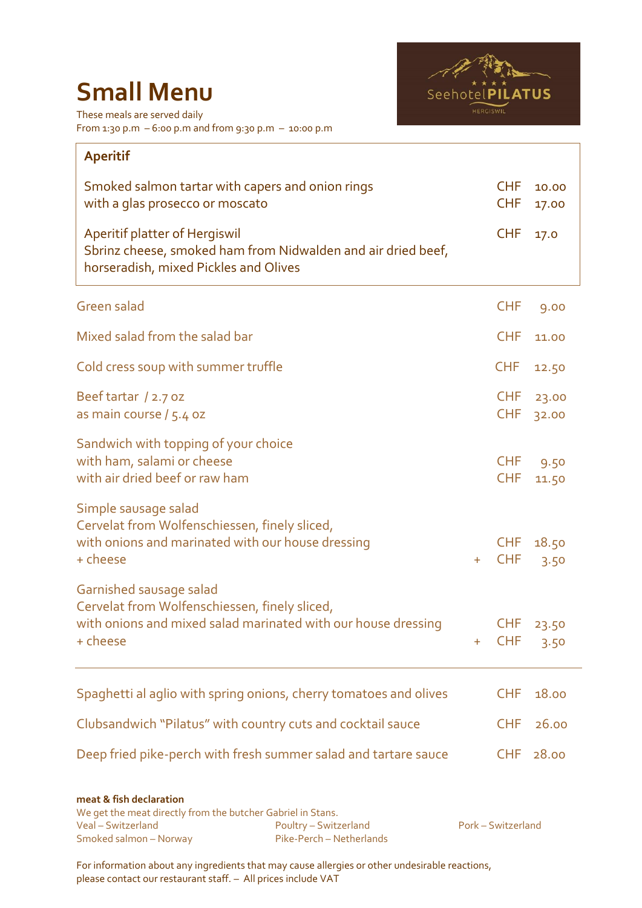# Small Menu

These meals are served daily
From 1:30 p.m – 6:00 p.m and from 9:30 p.m – 10:00 p.m

Seehotel PILATUS
HERGISWIL

## Aperitif

| | |
|---|---|
| Smoked salmon tartar with capers and onion rings | CHF 10.00 |
| with a glas prosecco or moscato | CHF 17.00 |
| Aperitif platter of Hergiswil<br>Sbrinz cheese, smoked ham from Nidwalden and air dried beef, horseradish, mixed Pickles and Olives | CHF 17.0 |

| | |
|---|---|
| Green salad | CHF 9.00 |
| Mixed salad from the salad bar | CHF 11.00 |
| Cold cress soup with summer truffle | CHF 12.50 |
| Beef tartar / 2.7 oz | CHF 23.00 |
| as main course / 5.4 oz | CHF 32.00 |
| Sandwich with topping of your choice | |
| with ham, salami or cheese | CHF 9.50 |
| with air dried beef or raw ham | CHF 11.50 |
| Simple sausage salad<br>Cervelat from Wolfenschiessen, finely sliced,<br>with onions and marinated with our house dressing | CHF 18.50 |
| + cheese | + CHF 3.50 |
| Garnished sausage salad<br>Cervelat from Wolfenschiessen, finely sliced,<br>with onions and mixed salad marinated with our house dressing | CHF 23.50 |
| + cheese | + CHF 3.50 |

---

| | |
|---|---|
| Spaghetti al aglio with spring onions, cherry tomatoes and olives | CHF 18.00 |
| Clubsandwich "Pilatus" with country cuts and cocktail sauce | CHF 26.00 |
| Deep fried pike-perch with fresh summer salad and tartare sauce | CHF 28.00 |

**meat & fish declaration**
We get the meat directly from the butcher Gabriel in Stans.
Veal – Switzerland
Poultry – Switzerland
Pork – Switzerland
Smoked salmon – Norway
Pike-Perch – Netherlands

For information about any ingredients that may cause allergies or other undesirable reactions, please contact our restaurant staff. – All prices include VAT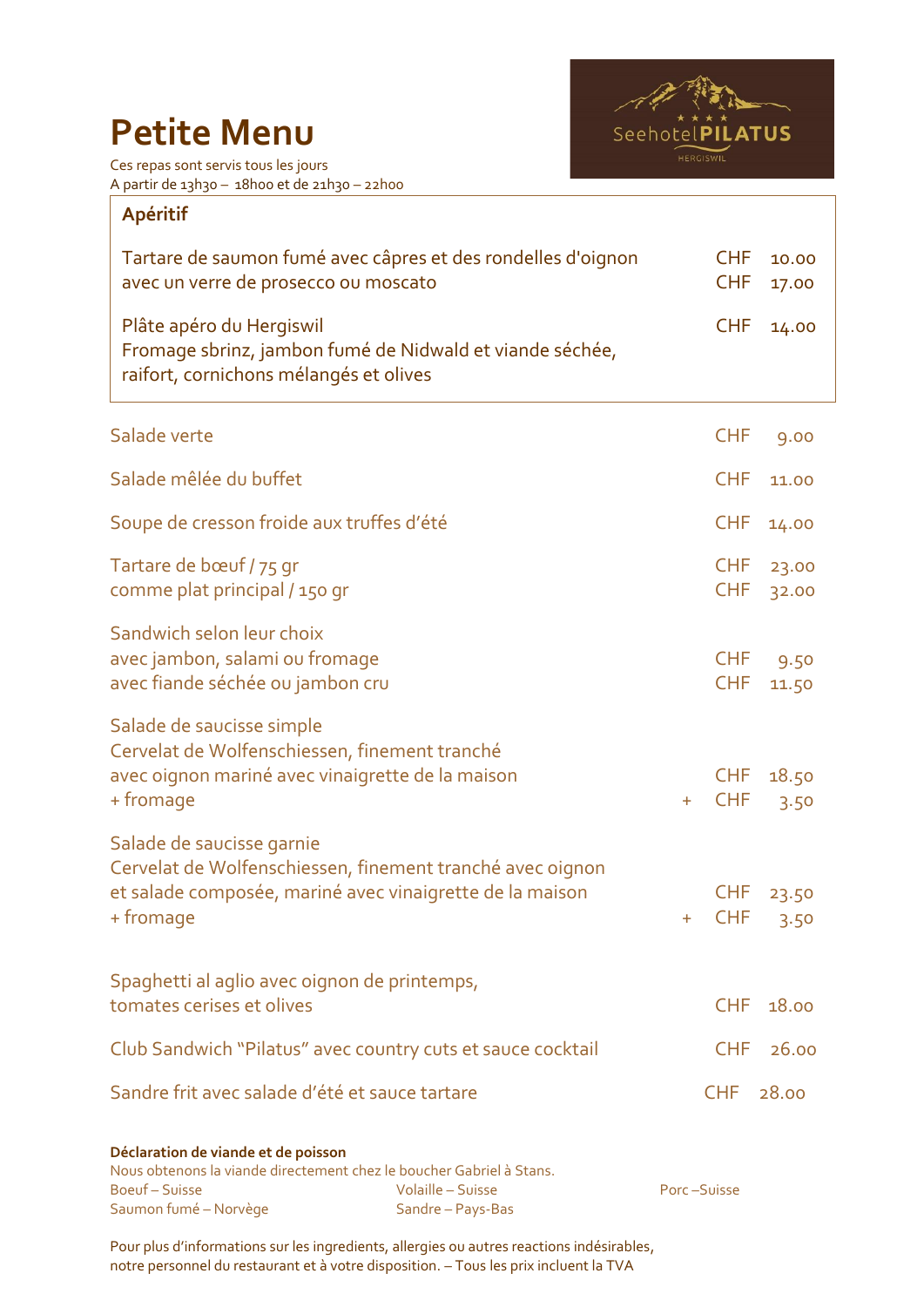# Petite Menu

Ces repas sont servis tous les jours
A partir de 13h30 – 18h00 et de 21h30 – 22h00

Seehotel PILATUS
HERGISWIL

## Apéritif

| | | |
|---|---|---|
| Tartare de saumon fumé avec câpres et des rondelles d'oignon | CHF | 10.00 |
| avec un verre de prosecco ou moscato | CHF | 17.00 |
| Plâte apéro du Hergiswil<br>Fromage sbrinz, jambon fumé de Nidwald et viande séchée, raifort, cornichons mélangés et olives | CHF | 14.00 |

| | | | |
|---|---|---|---|
| Salade verte | | CHF | 9.00 |
| Salade mêlée du buffet | | CHF | 11.00 |
| Soupe de cresson froide aux truffes d'été | | CHF | 14.00 |
| Tartare de bœuf / 75 gr | | CHF | 23.00 |
| comme plat principal / 150 gr | | CHF | 32.00 |
| Sandwich selon leur choix | | | |
| avec jambon, salami ou fromage | | CHF | 9.50 |
| avec fiande séchée ou jambon cru | | CHF | 11.50 |
| Salade de saucisse simple<br>Cervelat de Wolfenschiessen, finement tranché avec oignon mariné avec vinaigrette de la maison | | CHF | 18.50 |
| + fromage | + | CHF | 3.50 |
| Salade de saucisse garnie<br>Cervelat de Wolfenschiessen, finement tranché avec oignon et salade composée, mariné avec vinaigrette de la maison | | CHF | 23.50 |
| + fromage | + | CHF | 3.50 |
| Spaghetti al aglio avec oignon de printemps, tomates cerises et olives | | CHF | 18.00 |
| Club Sandwich "Pilatus" avec country cuts et sauce cocktail | | CHF | 26.00 |
| Sandre frit avec salade d'été et sauce tartare | | CHF | 28.00 |

**Déclaration de viande et de poisson**

Nous obtenons la viande directement chez le boucher Gabriel à Stans.

Boeuf – Suisse
Volaille – Suisse
Porc –Suisse
Saumon fumé – Norvège
Sandre – Pays-Bas

Pour plus d'informations sur les ingredients, allergies ou autres reactions indésirables, notre personnel du restaurant et à votre disposition. – Tous les prix incluent la TVA